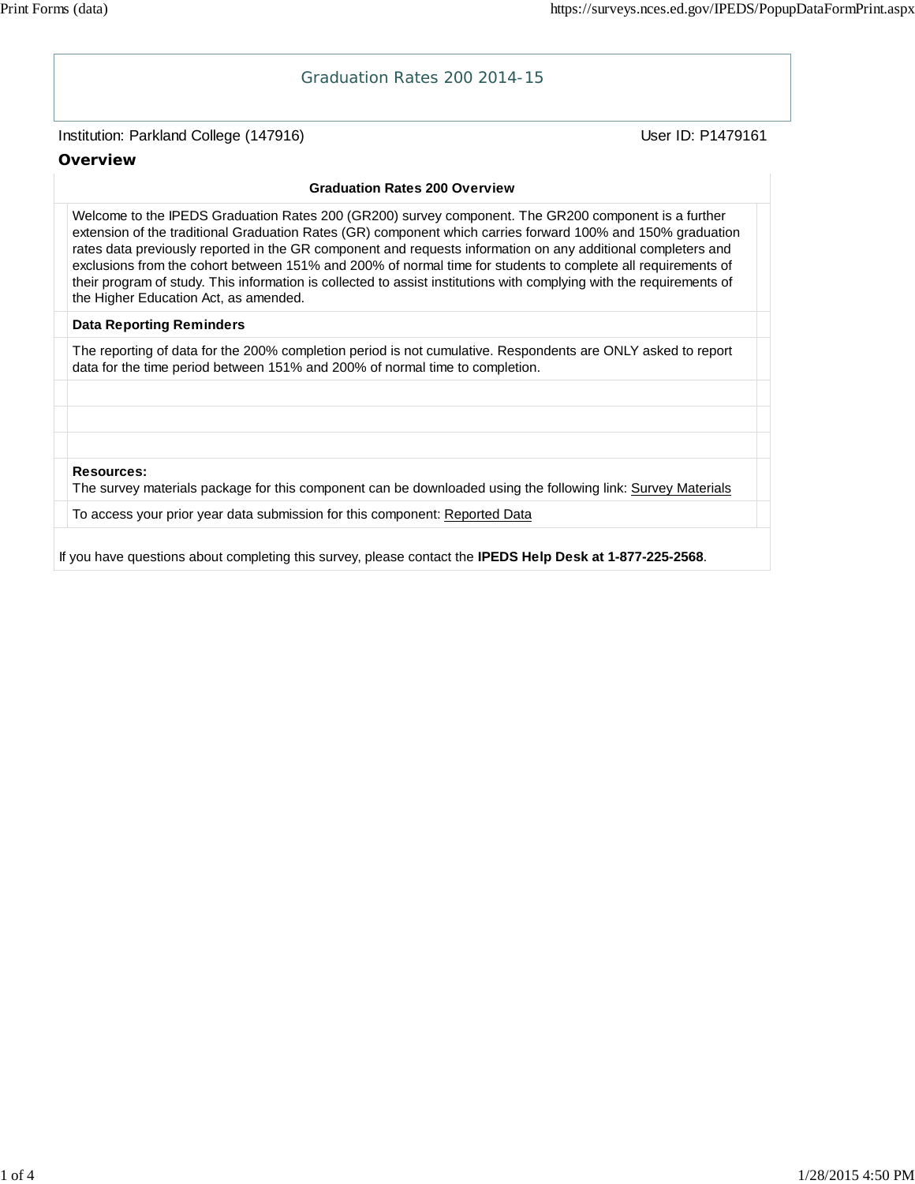# Graduation Rates 200 2014-15

Institution: Parkland College (147916)

User ID: P1479161

## Overview

**Graduation Rates 200 Overview**

Welcome to the IPEDS Graduation Rates 200 (GR200) survey component. The GR200 component is a further extension of the traditional Graduation Rates (GR) component which carries forward 100% and 150% graduation rates data previously reported in the GR component and requests information on any additional completers and exclusions from the cohort between 151% and 200% of normal time for students to complete all requirements of their program of study. This information is collected to assist institutions with complying with the requirements of the Higher Education Act, as amended.

**Data Reporting Reminders**

The reporting of data for the 200% completion period is not cumulative. Respondents are ONLY asked to report data for the time period between 151% and 200% of normal time to completion.

**Resources:**
The survey materials package for this component can be downloaded using the following link: Survey Materials

To access your prior year data submission for this component: Reported Data

If you have questions about completing this survey, please contact the **IPEDS Help Desk at 1-877-225-2568**.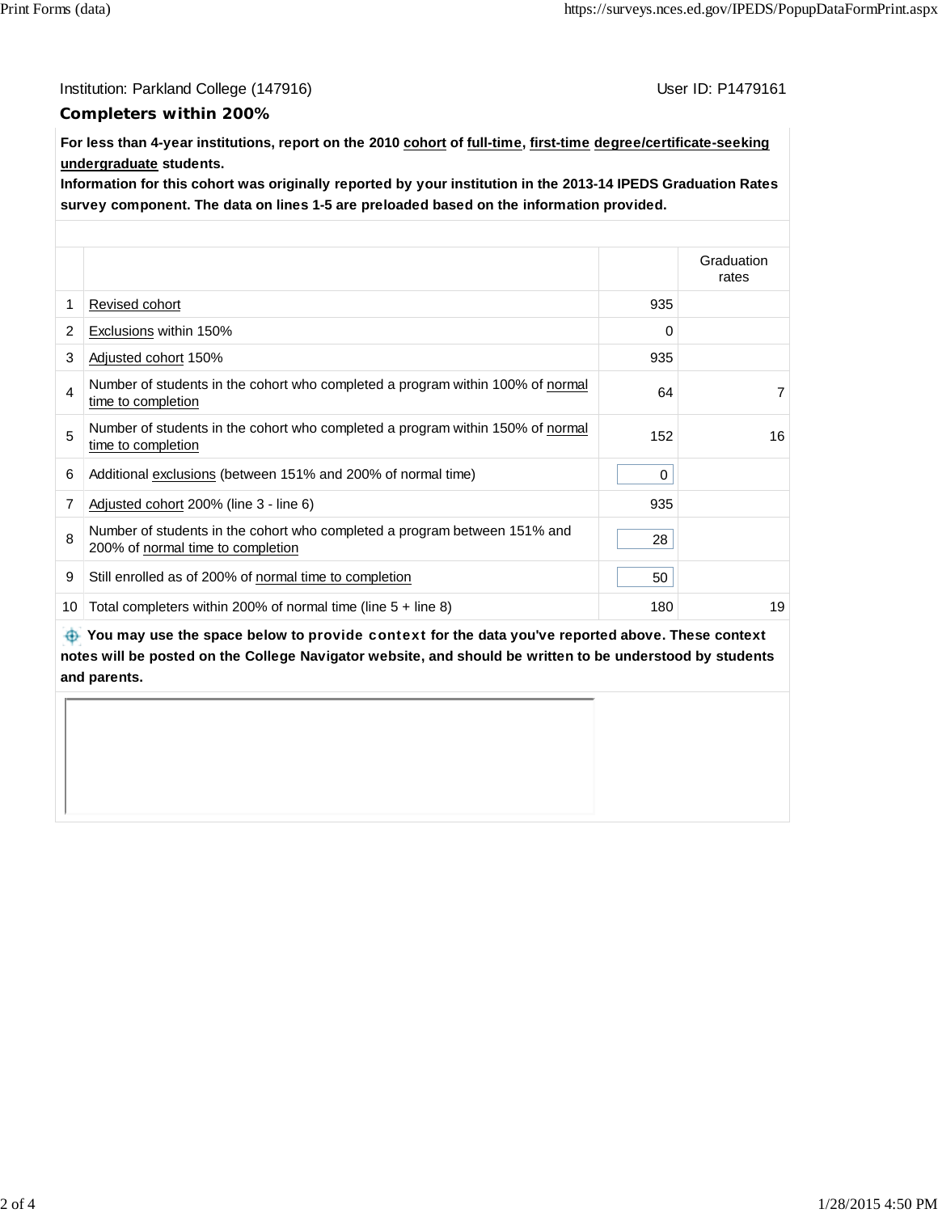Institution: Parkland College (147916) User ID: P1479161

## Completers within 200%

**For less than 4-year institutions, report on the 2010 cohort of full-time, first-time degree/certificate-seeking undergraduate students.**
**Information for this cohort was originally reported by your institution in the 2013-14 IPEDS Graduation Rates survey component. The data on lines 1-5 are preloaded based on the information provided.**

| | | | Graduation rates |
|---|---|---|---|
| 1 | Revised cohort | 935 | |
| 2 | Exclusions within 150% | 0 | |
| 3 | Adjusted cohort 150% | 935 | |
| 4 | Number of students in the cohort who completed a program within 100% of normal time to completion | 64 | 7 |
| 5 | Number of students in the cohort who completed a program within 150% of normal time to completion | 152 | 16 |
| 6 | Additional exclusions (between 151% and 200% of normal time) | 0 | |
| 7 | Adjusted cohort 200% (line 3 - line 6) | 935 | |
| 8 | Number of students in the cohort who completed a program between 151% and 200% of normal time to completion | 28 | |
| 9 | Still enrolled as of 200% of normal time to completion | 50 | |
| 10 | Total completers within 200% of normal time (line 5 + line 8) | 180 | 19 |

**You may use the space below to provide context for the data you've reported above. These context notes will be posted on the College Navigator website, and should be written to be understood by students and parents.**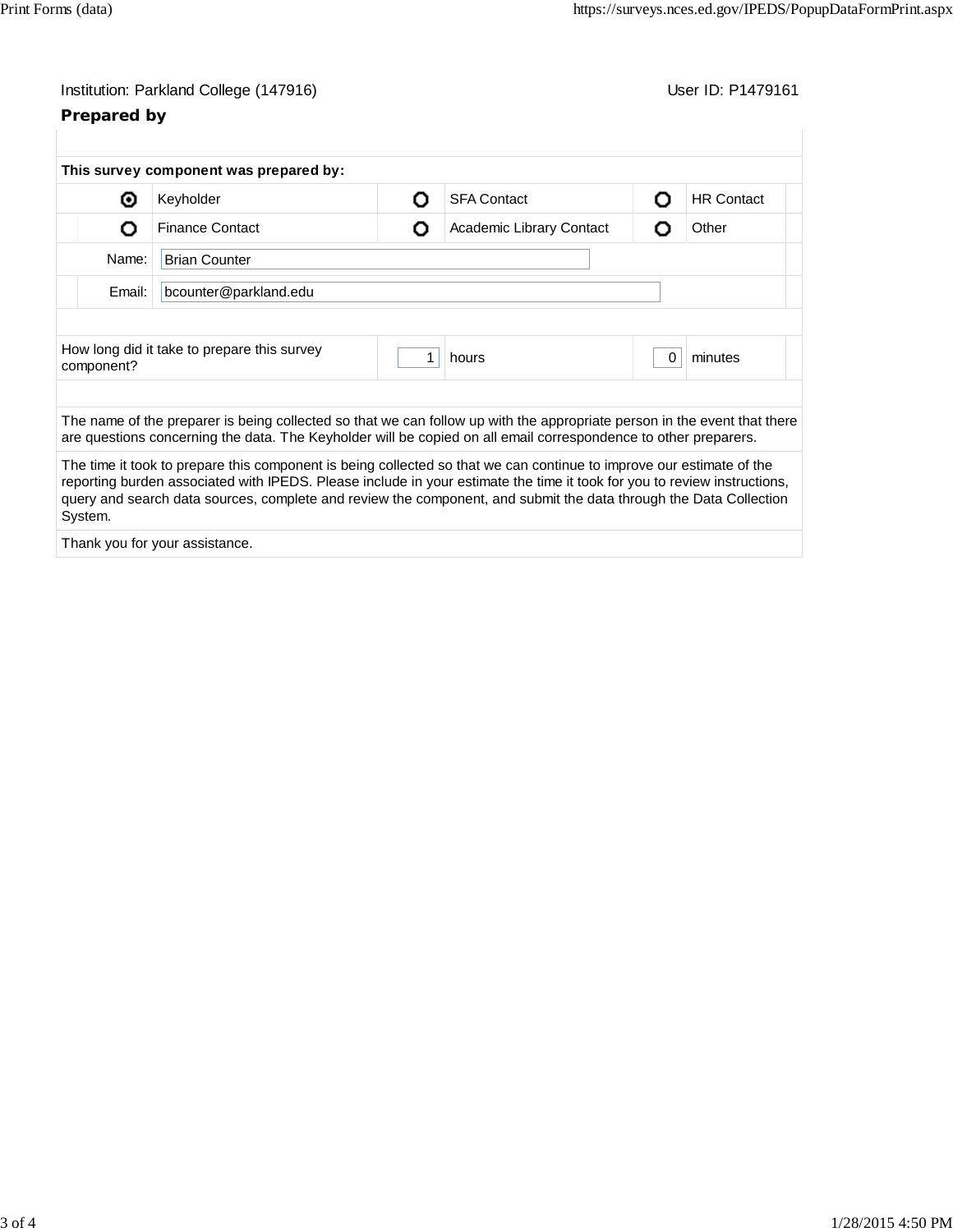Institution: Parkland College (147916) User ID: P1479161

## Prepared by

**This survey component was prepared by:**

| | | | | | |
|---|---|---|---|---|---|
| ◉ | Keyholder | ○ | SFA Contact | ○ | HR Contact |
| ○ | Finance Contact | ○ | Academic Library Contact | ○ | Other |

Name: Brian Counter

Email: bcounter@parkland.edu

How long did it take to prepare this survey component? 1 hours 0 minutes

The name of the preparer is being collected so that we can follow up with the appropriate person in the event that there are questions concerning the data. The Keyholder will be copied on all email correspondence to other preparers.

The time it took to prepare this component is being collected so that we can continue to improve our estimate of the reporting burden associated with IPEDS. Please include in your estimate the time it took for you to review instructions, query and search data sources, complete and review the component, and submit the data through the Data Collection System.

Thank you for your assistance.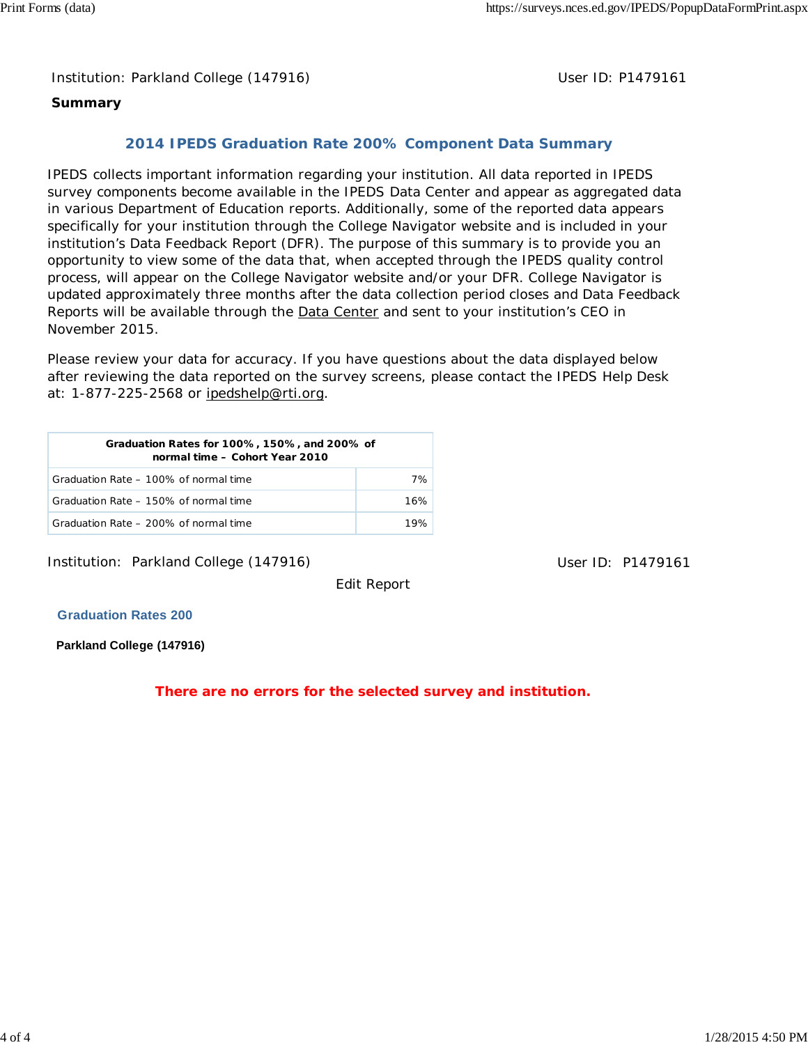Institution: Parkland College (147916) User ID: P1479161

**Summary**

## 2014 IPEDS Graduation Rate 200% Component Data Summary

IPEDS collects important information regarding your institution. All data reported in IPEDS survey components become available in the IPEDS Data Center and appear as aggregated data in various Department of Education reports. Additionally, some of the reported data appears specifically for your institution through the College Navigator website and is included in your institution's Data Feedback Report (DFR). The purpose of this summary is to provide you an opportunity to view some of the data that, when accepted through the IPEDS quality control process, will appear on the College Navigator website and/or your DFR. College Navigator is updated approximately three months after the data collection period closes and Data Feedback Reports will be available through the Data Center and sent to your institution's CEO in November 2015.

Please review your data for accuracy. If you have questions about the data displayed below after reviewing the data reported on the survey screens, please contact the IPEDS Help Desk at: 1-877-225-2568 or ipedshelp@rti.org.

| Graduation Rates for 100%, 150%, and 200% of normal time – Cohort Year 2010 | |
|---|---|
| Graduation Rate – 100% of normal time | 7% |
| Graduation Rate – 150% of normal time | 16% |
| Graduation Rate – 200% of normal time | 19% |

Institution: Parkland College (147916) User ID: P1479161

Edit Report

### Graduation Rates 200

**Parkland College (147916)**

**There are no errors for the selected survey and institution.**